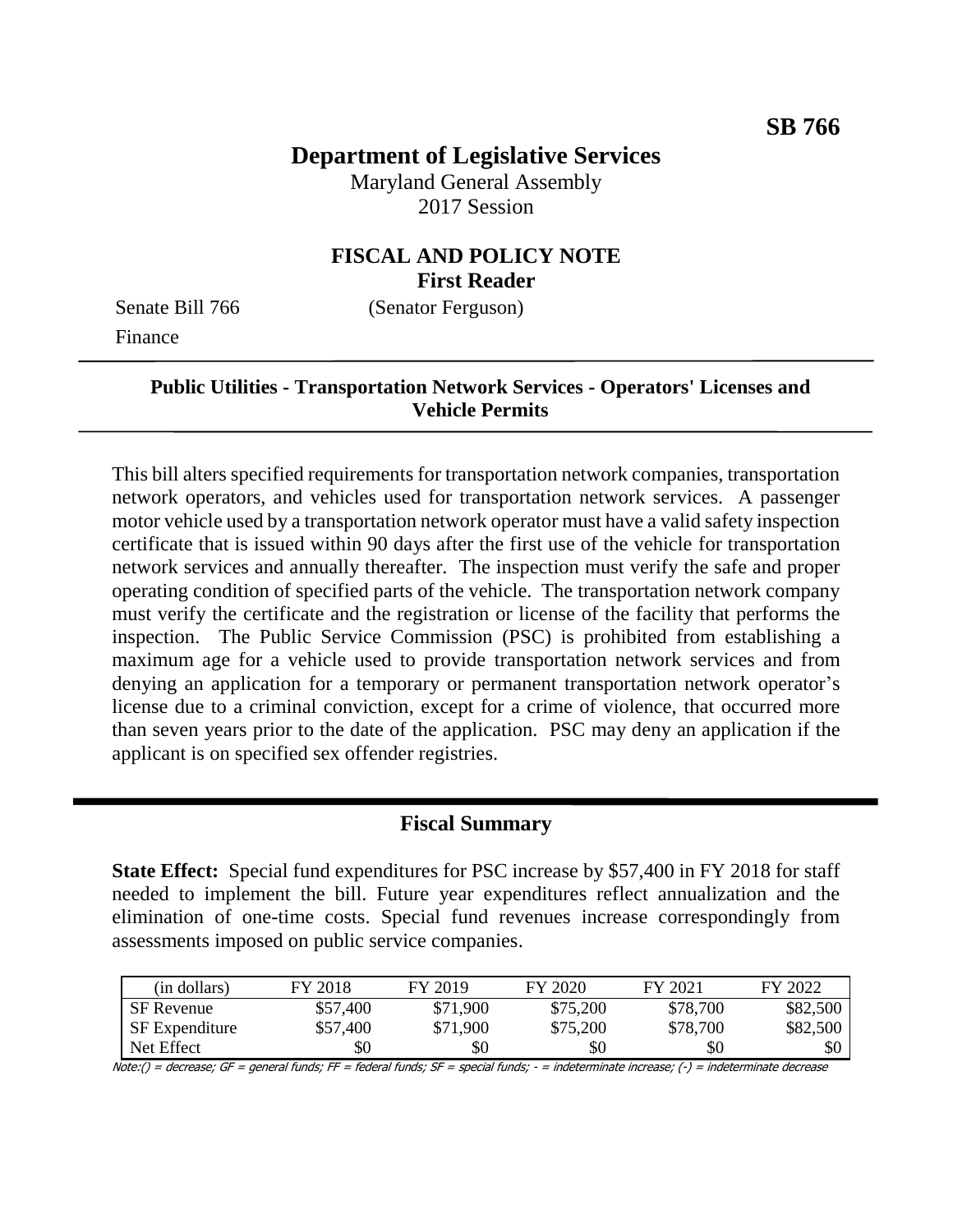**SB 766**

# Department of Legislative Services

Maryland General Assembly
2017 Session

## FISCAL AND POLICY NOTE
**First Reader**

Senate Bill 766 (Senator Ferguson)
Finance

### Public Utilities - Transportation Network Services - Operators' Licenses and Vehicle Permits

This bill alters specified requirements for transportation network companies, transportation network operators, and vehicles used for transportation network services. A passenger motor vehicle used by a transportation network operator must have a valid safety inspection certificate that is issued within 90 days after the first use of the vehicle for transportation network services and annually thereafter. The inspection must verify the safe and proper operating condition of specified parts of the vehicle. The transportation network company must verify the certificate and the registration or license of the facility that performs the inspection. The Public Service Commission (PSC) is prohibited from establishing a maximum age for a vehicle used to provide transportation network services and from denying an application for a temporary or permanent transportation network operator's license due to a criminal conviction, except for a crime of violence, that occurred more than seven years prior to the date of the application. PSC may deny an application if the applicant is on specified sex offender registries.

## Fiscal Summary

**State Effect:** Special fund expenditures for PSC increase by $57,400 in FY 2018 for staff needed to implement the bill. Future year expenditures reflect annualization and the elimination of one-time costs. Special fund revenues increase correspondingly from assessments imposed on public service companies.

| (in dollars) | FY 2018 | FY 2019 | FY 2020 | FY 2021 | FY 2022 |
|---|---|---|---|---|---|
| SF Revenue | $57,400 | $71,900 | $75,200 | $78,700 | $82,500 |
| SF Expenditure | $57,400 | $71,900 | $75,200 | $78,700 | $82,500 |
| Net Effect | $0 | $0 | $0 | $0 | $0 |

Note:() = decrease; GF = general funds; FF = federal funds; SF = special funds; - = indeterminate increase; (-) = indeterminate decrease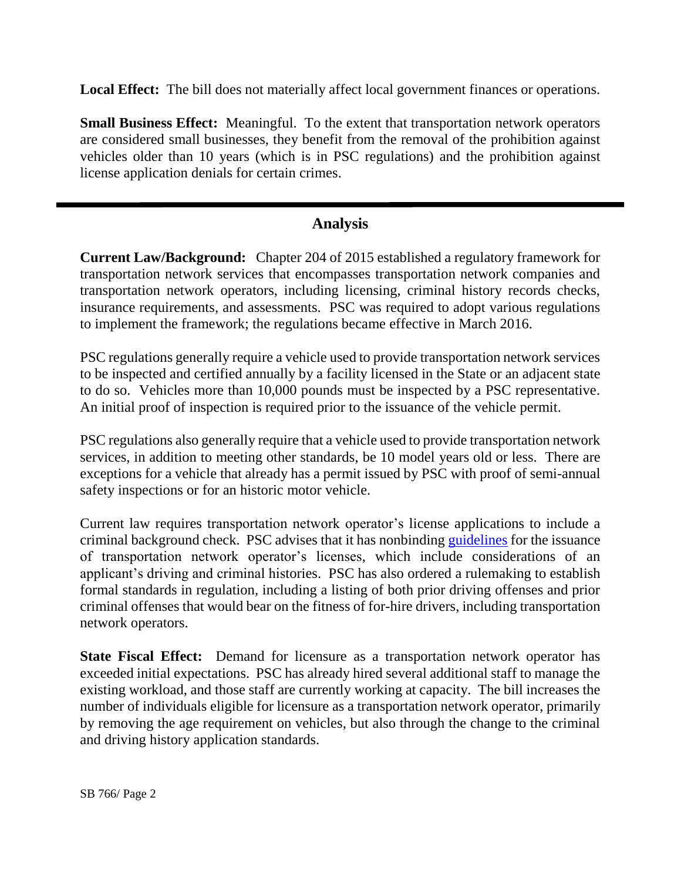**Local Effect:** The bill does not materially affect local government finances or operations.

**Small Business Effect:** Meaningful. To the extent that transportation network operators are considered small businesses, they benefit from the removal of the prohibition against vehicles older than 10 years (which is in PSC regulations) and the prohibition against license application denials for certain crimes.

---

## Analysis

**Current Law/Background:** Chapter 204 of 2015 established a regulatory framework for transportation network services that encompasses transportation network companies and transportation network operators, including licensing, criminal history records checks, insurance requirements, and assessments. PSC was required to adopt various regulations to implement the framework; the regulations became effective in March 2016.

PSC regulations generally require a vehicle used to provide transportation network services to be inspected and certified annually by a facility licensed in the State or an adjacent state to do so. Vehicles more than 10,000 pounds must be inspected by a PSC representative. An initial proof of inspection is required prior to the issuance of the vehicle permit.

PSC regulations also generally require that a vehicle used to provide transportation network services, in addition to meeting other standards, be 10 model years old or less. There are exceptions for a vehicle that already has a permit issued by PSC with proof of semi-annual safety inspections or for an historic motor vehicle.

Current law requires transportation network operator's license applications to include a criminal background check. PSC advises that it has nonbinding guidelines for the issuance of transportation network operator's licenses, which include considerations of an applicant's driving and criminal histories. PSC has also ordered a rulemaking to establish formal standards in regulation, including a listing of both prior driving offenses and prior criminal offenses that would bear on the fitness of for-hire drivers, including transportation network operators.

**State Fiscal Effect:** Demand for licensure as a transportation network operator has exceeded initial expectations. PSC has already hired several additional staff to manage the existing workload, and those staff are currently working at capacity. The bill increases the number of individuals eligible for licensure as a transportation network operator, primarily by removing the age requirement on vehicles, but also through the change to the criminal and driving history application standards.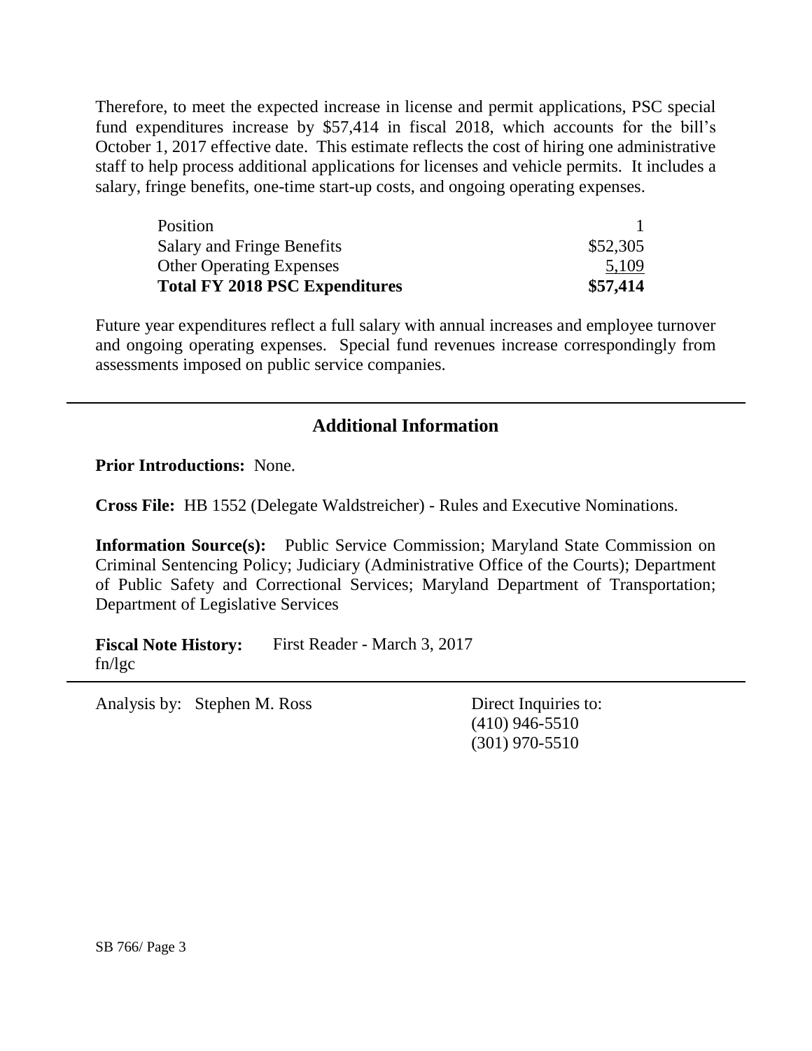Therefore, to meet the expected increase in license and permit applications, PSC special fund expenditures increase by $57,414 in fiscal 2018, which accounts for the bill's October 1, 2017 effective date. This estimate reflects the cost of hiring one administrative staff to help process additional applications for licenses and vehicle permits. It includes a salary, fringe benefits, one-time start-up costs, and ongoing operating expenses.

| | |
|---|---|
| Position | 1 |
| Salary and Fringe Benefits | $52,305 |
| Other Operating Expenses | 5,109 |
| **Total FY 2018 PSC Expenditures** | **$57,414** |

Future year expenditures reflect a full salary with annual increases and employee turnover and ongoing operating expenses. Special fund revenues increase correspondingly from assessments imposed on public service companies.

## Additional Information

**Prior Introductions:** None.

**Cross File:** HB 1552 (Delegate Waldstreicher) - Rules and Executive Nominations.

**Information Source(s):** Public Service Commission; Maryland State Commission on Criminal Sentencing Policy; Judiciary (Administrative Office of the Courts); Department of Public Safety and Correctional Services; Maryland Department of Transportation; Department of Legislative Services

**Fiscal Note History:** First Reader - March 3, 2017
fn/lgc

Analysis by: Stephen M. Ross

Direct Inquiries to:
(410) 946-5510
(301) 970-5510